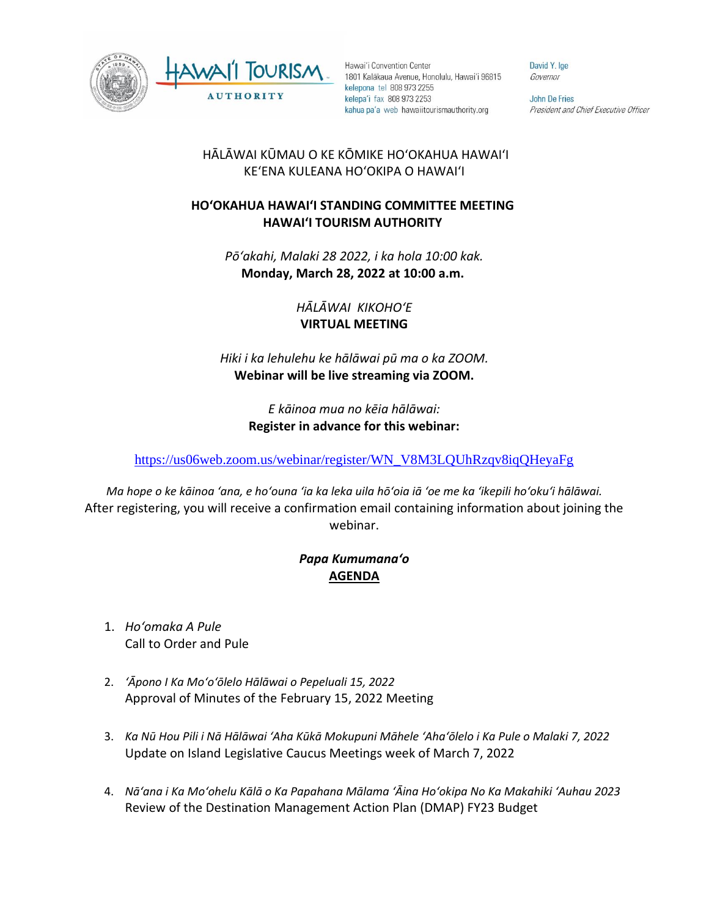Hawaiʻi Convention Center
1801 Kalākaua Avenue, Honolulu, Hawaiʻi 96815
kelepona tel 808 973 2255
kelepaʻi fax 808 973 2253
kahua paʻa web hawaiitourismauthority.org

David Y. Ige
*Governor*

John De Fries
*President and Chief Executive Officer*

HĀLĀWAI KŪMAU O KE KŌMIKE HOʻOKAHUA HAWAIʻI
KEʻENA KULEANA HOʻOKIPA O HAWAIʻI

**HOʻOKAHUA HAWAIʻI STANDING COMMITTEE MEETING**
**HAWAIʻI TOURISM AUTHORITY**

*Pōʻakahi, Malaki 28 2022, i ka hola 10:00 kak.*
**Monday, March 28, 2022 at 10:00 a.m.**

*HĀLĀWAI KIKOHOʻE*
**VIRTUAL MEETING**

*Hiki i ka lehulehu ke hālāwai pū ma o ka ZOOM.*
**Webinar will be live streaming via ZOOM.**

*E kāinoa mua no kēia hālāwai:*
**Register in advance for this webinar:**

https://us06web.zoom.us/webinar/register/WN_V8M3LQUhRzqv8iqQHeyaFg

*Ma hope o ke kāinoa ʻana, e hoʻouna ʻia ka leka uila hōʻoia iā ʻoe me ka ʻikepili hoʻokuʻi hālāwai.*
After registering, you will receive a confirmation email containing information about joining the webinar.

***Papa Kumumanaʻo***
**AGENDA**

1. *Hoʻomaka A Pule*
   Call to Order and Pule

2. *ʻĀpono I Ka Moʻoʻōlelo Hālāwai o Pepeluali 15, 2022*
   Approval of Minutes of the February 15, 2022 Meeting

3. *Ka Nū Hou Pili i Nā Hālāwai ʻAha Kūkā Mokupuni Māhele ʻAhaʻōlelo i Ka Pule o Malaki 7, 2022*
   Update on Island Legislative Caucus Meetings week of March 7, 2022

4. *Nāʻana i Ka Moʻohelu Kālā o Ka Papahana Mālama ʻĀina Hoʻokipa No Ka Makahiki ʻAuhau 2023*
   Review of the Destination Management Action Plan (DMAP) FY23 Budget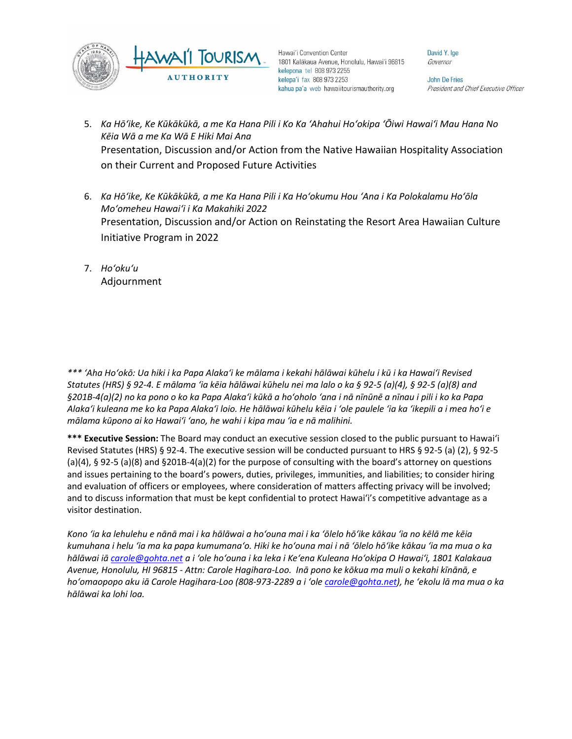5. *Ka Hōʻike, Ke Kūkākūkā, a me Ka Hana Pili i Ko Ka ʻAhahui Hoʻokipa ʻŌiwi Hawaiʻi Mau Hana No Kēia Wā a me Ka Wā E Hiki Mai Ana*
   Presentation, Discussion and/or Action from the Native Hawaiian Hospitality Association on their Current and Proposed Future Activities

6. *Ka Hōʻike, Ke Kūkākūkā, a me Ka Hana Pili i Ka Hoʻokumu Hou ʻAna i Ka Polokalamu Hoʻōla Moʻomeheu Hawaiʻi i Ka Makahiki 2022*
   Presentation, Discussion and/or Action on Reinstating the Resort Area Hawaiian Culture Initiative Program in 2022

7. *Hoʻokuʻu*
   Adjournment

*\*\*\* ʻAha Hoʻokō: Ua hiki i ka Papa Alakaʻi ke mālama i kekahi hālāwai kūhelu i kū i ka Hawaiʻi Revised Statutes (HRS) § 92-4. E mālama ʻia kēia hālāwai kūhelu nei ma lalo o ka § 92-5 (a)(4), § 92-5 (a)(8) and §201B-4(a)(2) no ka pono o ko ka Papa Alakaʻi kūkā a hoʻoholo ʻana i nā nīnūnē a nīnau i pili i ko ka Papa Alakaʻi kuleana me ko ka Papa Alakaʻi loio. He hālāwai kūhelu kēia i ʻole paulele ʻia ka ʻikepili a i mea hoʻi e mālama kūpono ai ko Hawaiʻi ʻano, he wahi i kipa mau ʻia e nā malihini.*

**\*\*\* Executive Session:** The Board may conduct an executive session closed to the public pursuant to Hawaiʻi Revised Statutes (HRS) § 92-4. The executive session will be conducted pursuant to HRS § 92-5 (a) (2), § 92-5 (a)(4), § 92-5 (a)(8) and §201B-4(a)(2) for the purpose of consulting with the board's attorney on questions and issues pertaining to the board's powers, duties, privileges, immunities, and liabilities; to consider hiring and evaluation of officers or employees, where consideration of matters affecting privacy will be involved; and to discuss information that must be kept confidential to protect Hawaiʻi's competitive advantage as a visitor destination.

*Kono ʻia ka lehulehu e nānā mai i ka hālāwai a hoʻouna mai i ka ʻōlelo hōʻike kākau ʻia no kēlā me kēia kumuhana i helu ʻia ma ka papa kumumanaʻo. Hiki ke hoʻouna mai i nā ʻōlelo hōʻike kākau ʻia ma mua o ka hālāwai iā carole@gohta.net a i ʻole hoʻouna i ka leka i Keʻena Kuleana Hoʻokipa O Hawaiʻi, 1801 Kalakaua Avenue, Honolulu, HI 96815 - Attn: Carole Hagihara-Loo. Inā pono ke kōkua ma muli o kekahi kīnānā, e hoʻomaopopo aku iā Carole Hagihara-Loo (808-973-2289 a i ʻole carole@gohta.net), he ʻekolu lā ma mua o ka hālāwai ka lohi loa.*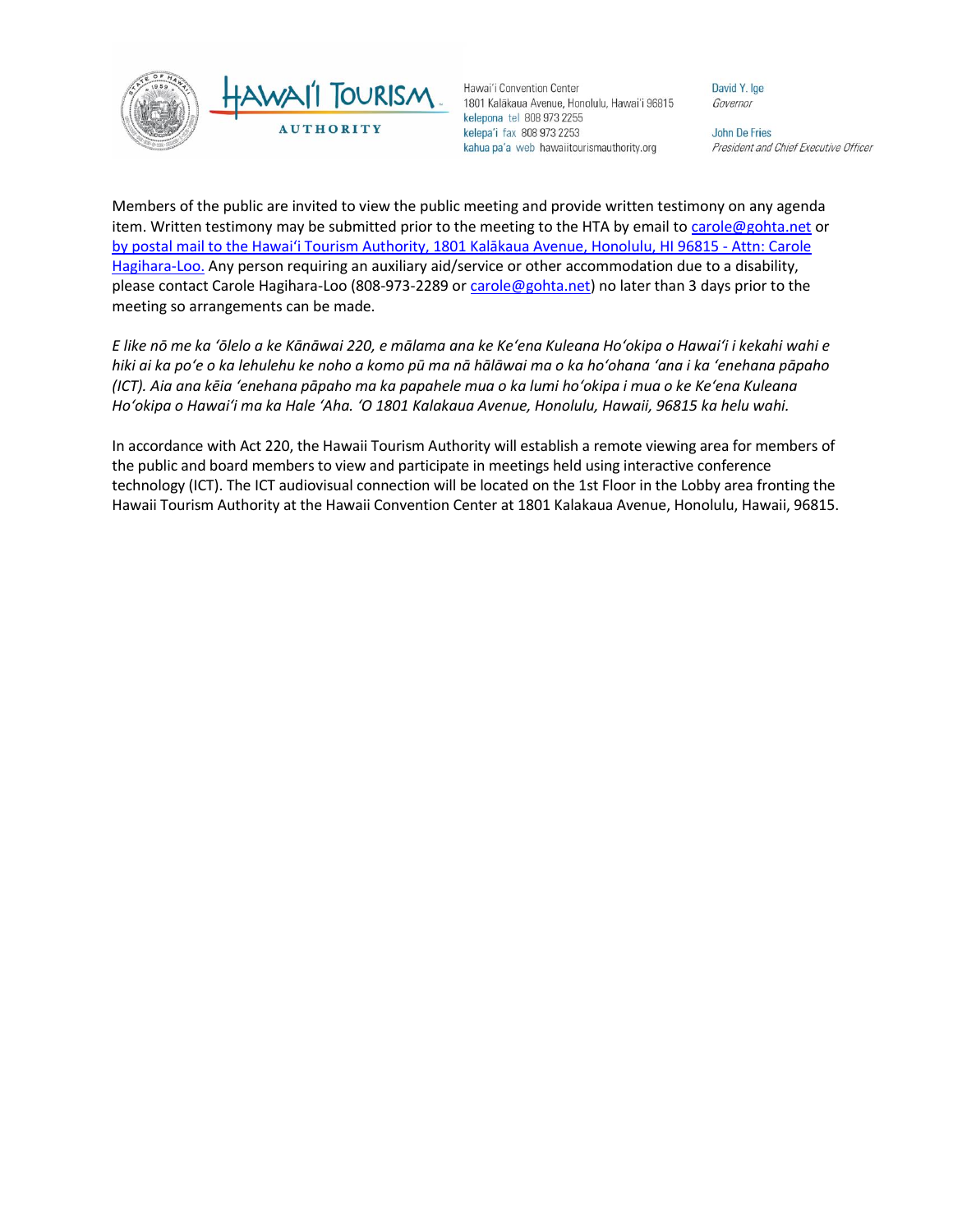Hawaiʻi Convention Center
1801 Kalākaua Avenue, Honolulu, Hawaiʻi 96815
kelepona tel 808 973 2255
kelepaʻi fax 808 973 2253
kahua paʻa web hawaiitourismauthority.org

David Y. Ige
*Governor*

John De Fries
*President and Chief Executive Officer*

Members of the public are invited to view the public meeting and provide written testimony on any agenda item. Written testimony may be submitted prior to the meeting to the HTA by email to carole@gohta.net or by postal mail to the Hawaiʻi Tourism Authority, 1801 Kalākaua Avenue, Honolulu, HI 96815 - Attn: Carole Hagihara-Loo. Any person requiring an auxiliary aid/service or other accommodation due to a disability, please contact Carole Hagihara-Loo (808-973-2289 or carole@gohta.net) no later than 3 days prior to the meeting so arrangements can be made.

*E like nō me ka ʻōlelo a ke Kānāwai 220, e mālama ana ke Keʻena Kuleana Hoʻokipa o Hawaiʻi i kekahi wahi e hiki ai ka poʻe o ka lehulehu ke noho a komo pū ma nā hālāwai ma o ka hoʻohana ʻana i ka ʻenehana pāpaho (ICT). Aia ana kēia ʻenehana pāpaho ma ka papahele mua o ka lumi hoʻokipa i mua o ke Keʻena Kuleana Hoʻokipa o Hawaiʻi ma ka Hale ʻAha. ʻO 1801 Kalakaua Avenue, Honolulu, Hawaii, 96815 ka helu wahi.*

In accordance with Act 220, the Hawaii Tourism Authority will establish a remote viewing area for members of the public and board members to view and participate in meetings held using interactive conference technology (ICT). The ICT audiovisual connection will be located on the 1st Floor in the Lobby area fronting the Hawaii Tourism Authority at the Hawaii Convention Center at 1801 Kalakaua Avenue, Honolulu, Hawaii, 96815.